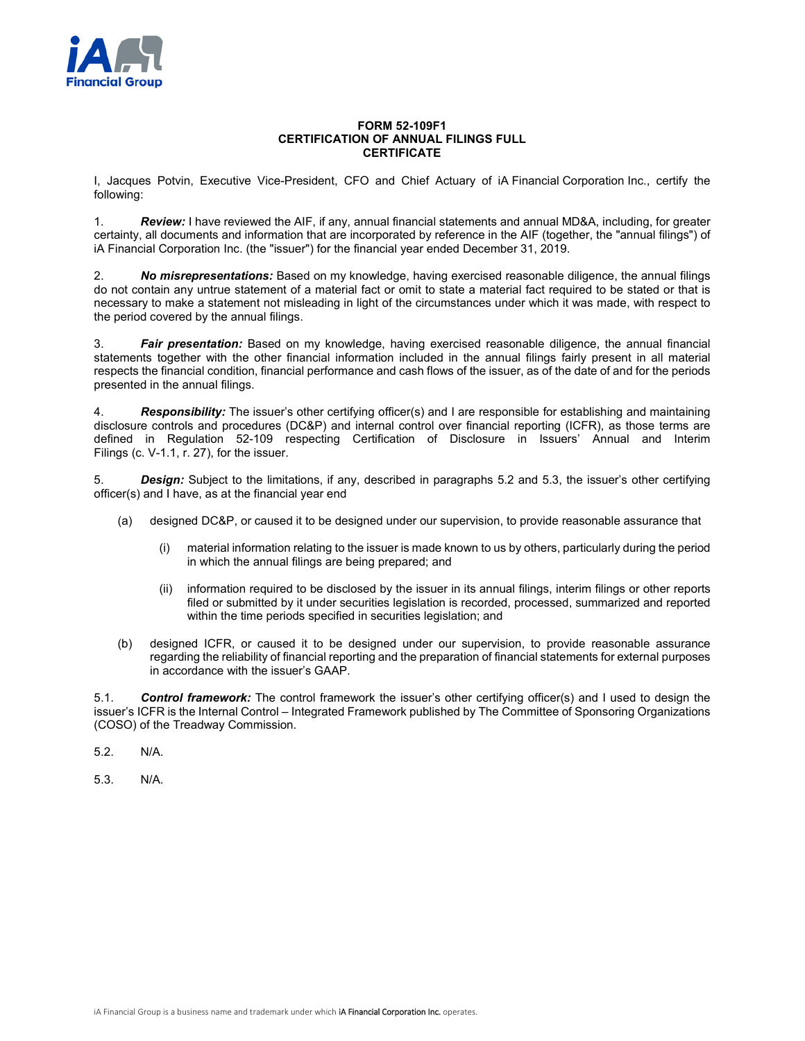**FORM 52-109F1**
**CERTIFICATION OF ANNUAL FILINGS FULL**
**CERTIFICATE**

I, Jacques Potvin, Executive Vice-President, CFO and Chief Actuary of iA Financial Corporation Inc., certify the following:

1. ***Review:*** I have reviewed the AIF, if any, annual financial statements and annual MD&A, including, for greater certainty, all documents and information that are incorporated by reference in the AIF (together, the "annual filings") of iA Financial Corporation Inc. (the "issuer") for the financial year ended December 31, 2019.

2. ***No misrepresentations:*** Based on my knowledge, having exercised reasonable diligence, the annual filings do not contain any untrue statement of a material fact or omit to state a material fact required to be stated or that is necessary to make a statement not misleading in light of the circumstances under which it was made, with respect to the period covered by the annual filings.

3. ***Fair presentation:*** Based on my knowledge, having exercised reasonable diligence, the annual financial statements together with the other financial information included in the annual filings fairly present in all material respects the financial condition, financial performance and cash flows of the issuer, as of the date of and for the periods presented in the annual filings.

4. ***Responsibility:*** The issuer's other certifying officer(s) and I are responsible for establishing and maintaining disclosure controls and procedures (DC&P) and internal control over financial reporting (ICFR), as those terms are defined in Regulation 52-109 respecting Certification of Disclosure in Issuers' Annual and Interim Filings (c. V-1.1, r. 27), for the issuer.

5. ***Design:*** Subject to the limitations, if any, described in paragraphs 5.2 and 5.3, the issuer's other certifying officer(s) and I have, as at the financial year end

   (a) designed DC&P, or caused it to be designed under our supervision, to provide reasonable assurance that

      (i) material information relating to the issuer is made known to us by others, particularly during the period in which the annual filings are being prepared; and

      (ii) information required to be disclosed by the issuer in its annual filings, interim filings or other reports filed or submitted by it under securities legislation is recorded, processed, summarized and reported within the time periods specified in securities legislation; and

   (b) designed ICFR, or caused it to be designed under our supervision, to provide reasonable assurance regarding the reliability of financial reporting and the preparation of financial statements for external purposes in accordance with the issuer's GAAP.

5.1. ***Control framework:*** The control framework the issuer's other certifying officer(s) and I used to design the issuer's ICFR is the Internal Control – Integrated Framework published by The Committee of Sponsoring Organizations (COSO) of the Treadway Commission.

5.2. N/A.

5.3. N/A.

iA Financial Group is a business name and trademark under which iA Financial Corporation Inc. operates.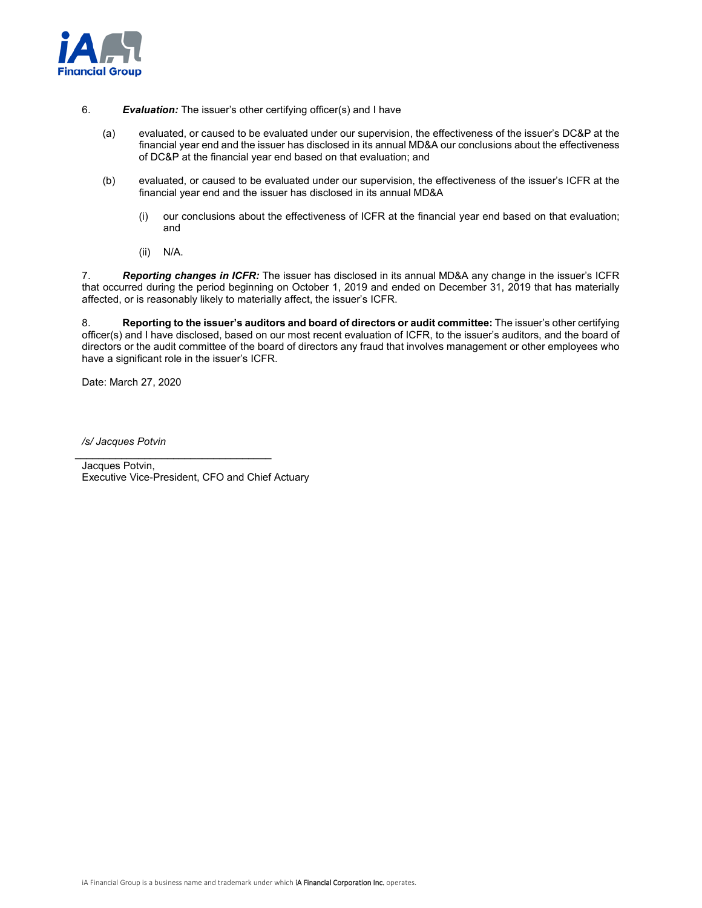6. ***Evaluation:*** The issuer's other certifying officer(s) and I have

(a) evaluated, or caused to be evaluated under our supervision, the effectiveness of the issuer's DC&P at the financial year end and the issuer has disclosed in its annual MD&A our conclusions about the effectiveness of DC&P at the financial year end based on that evaluation; and

(b) evaluated, or caused to be evaluated under our supervision, the effectiveness of the issuer's ICFR at the financial year end and the issuer has disclosed in its annual MD&A

(i) our conclusions about the effectiveness of ICFR at the financial year end based on that evaluation; and

(ii) N/A.

7. ***Reporting changes in ICFR:*** The issuer has disclosed in its annual MD&A any change in the issuer's ICFR that occurred during the period beginning on October 1, 2019 and ended on December 31, 2019 that has materially affected, or is reasonably likely to materially affect, the issuer's ICFR.

8. **Reporting to the issuer's auditors and board of directors or audit committee:** The issuer's other certifying officer(s) and I have disclosed, based on our most recent evaluation of ICFR, to the issuer's auditors, and the board of directors or the audit committee of the board of directors any fraud that involves management or other employees who have a significant role in the issuer's ICFR.

Date: March 27, 2020

*/s/ Jacques Potvin*

Jacques Potvin,
Executive Vice-President, CFO and Chief Actuary

iA Financial Group is a business name and trademark under which iA Financial Corporation Inc. operates.